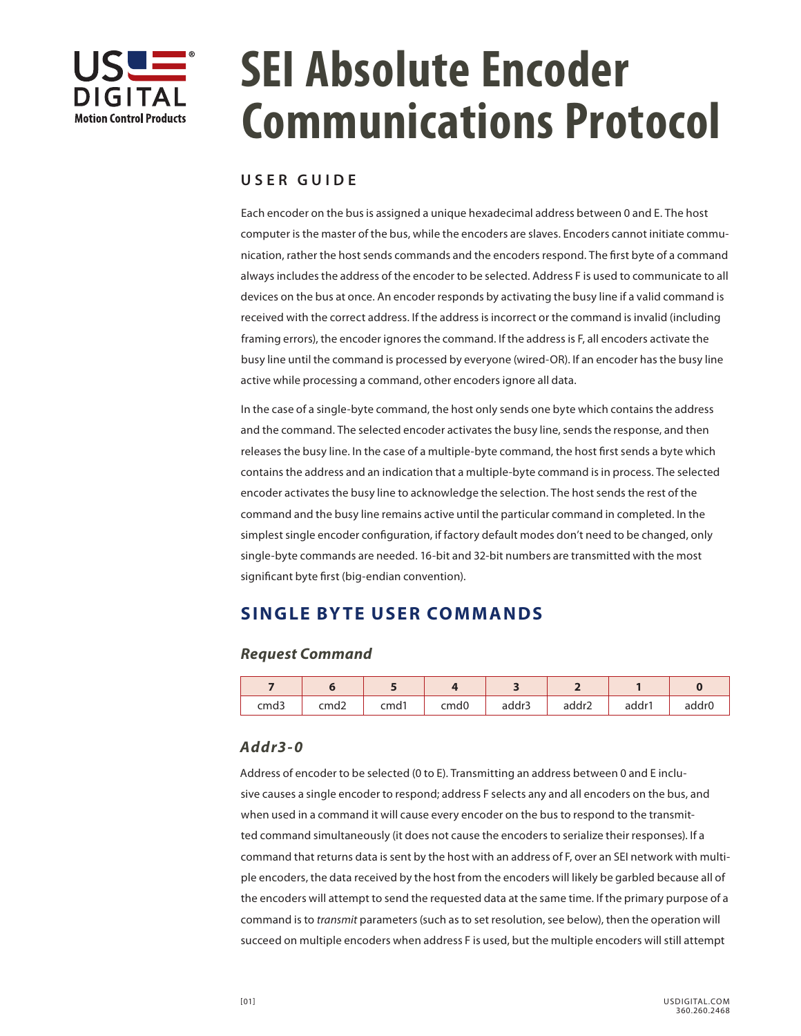# SEI Absolute Encoder Communications Protocol

## USER GUIDE

Each encoder on the bus is assigned a unique hexadecimal address between 0 and E. The host computer is the master of the bus, while the encoders are slaves. Encoders cannot initiate communication, rather the host sends commands and the encoders respond. The first byte of a command always includes the address of the encoder to be selected. Address F is used to communicate to all devices on the bus at once. An encoder responds by activating the busy line if a valid command is received with the correct address. If the address is incorrect or the command is invalid (including framing errors), the encoder ignores the command. If the address is F, all encoders activate the busy line until the command is processed by everyone (wired-OR). If an encoder has the busy line active while processing a command, other encoders ignore all data.

In the case of a single-byte command, the host only sends one byte which contains the address and the command. The selected encoder activates the busy line, sends the response, and then releases the busy line. In the case of a multiple-byte command, the host first sends a byte which contains the address and an indication that a multiple-byte command is in process. The selected encoder activates the busy line to acknowledge the selection. The host sends the rest of the command and the busy line remains active until the particular command in completed. In the simplest single encoder configuration, if factory default modes don't need to be changed, only single-byte commands are needed. 16-bit and 32-bit numbers are transmitted with the most significant byte first (big-endian convention).

## SINGLE BYTE USER COMMANDS

### *Request Command*

| 7 | 6 | 5 | 4 | 3 | 2 | 1 | 0 |
|---|---|---|---|---|---|---|---|
| cmd3 | cmd2 | cmd1 | cmd0 | addr3 | addr2 | addr1 | addr0 |

### *Addr3-0*

Address of encoder to be selected (0 to E). Transmitting an address between 0 and E inclusive causes a single encoder to respond; address F selects any and all encoders on the bus, and when used in a command it will cause every encoder on the bus to respond to the transmitted command simultaneously (it does not cause the encoders to serialize their responses). If a command that returns data is sent by the host with an address of F, over an SEI network with multiple encoders, the data received by the host from the encoders will likely be garbled because all of the encoders will attempt to send the requested data at the same time. If the primary purpose of a command is to *transmit* parameters (such as to set resolution, see below), then the operation will succeed on multiple encoders when address F is used, but the multiple encoders will still attempt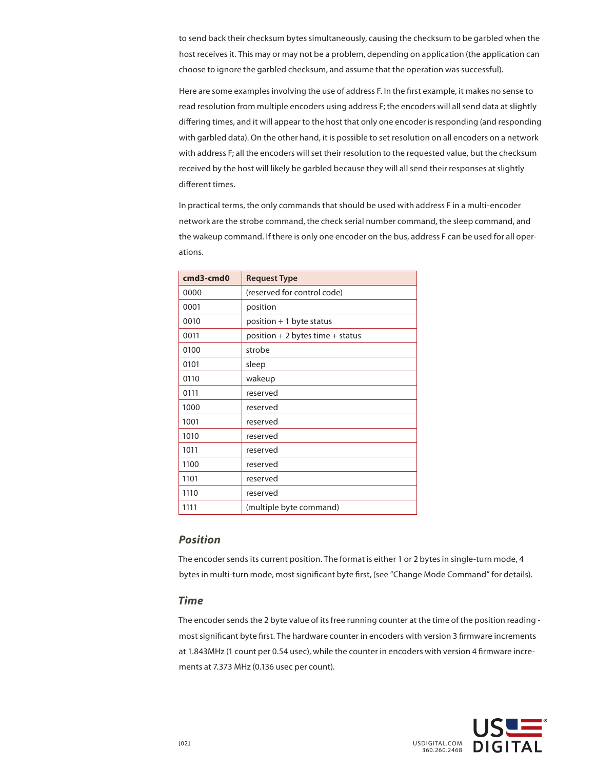to send back their checksum bytes simultaneously, causing the checksum to be garbled when the host receives it. This may or may not be a problem, depending on application (the application can choose to ignore the garbled checksum, and assume that the operation was successful).

Here are some examples involving the use of address F. In the first example, it makes no sense to read resolution from multiple encoders using address F; the encoders will all send data at slightly differing times, and it will appear to the host that only one encoder is responding (and responding with garbled data). On the other hand, it is possible to set resolution on all encoders on a network with address F; all the encoders will set their resolution to the requested value, but the checksum received by the host will likely be garbled because they will all send their responses at slightly different times.

In practical terms, the only commands that should be used with address F in a multi-encoder network are the strobe command, the check serial number command, the sleep command, and the wakeup command. If there is only one encoder on the bus, address F can be used for all operations.

| cmd3-cmd0 | Request Type |
|---|---|
| 0000 | (reserved for control code) |
| 0001 | position |
| 0010 | position + 1 byte status |
| 0011 | position + 2 bytes time + status |
| 0100 | strobe |
| 0101 | sleep |
| 0110 | wakeup |
| 0111 | reserved |
| 1000 | reserved |
| 1001 | reserved |
| 1010 | reserved |
| 1011 | reserved |
| 1100 | reserved |
| 1101 | reserved |
| 1110 | reserved |
| 1111 | (multiple byte command) |

### *Position*

The encoder sends its current position. The format is either 1 or 2 bytes in single-turn mode, 4 bytes in multi-turn mode, most significant byte first, (see "Change Mode Command" for details).

### *Time*

The encoder sends the 2 byte value of its free running counter at the time of the position reading - most significant byte first. The hardware counter in encoders with version 3 firmware increments at 1.843MHz (1 count per 0.54 usec), while the counter in encoders with version 4 firmware increments at 7.373 MHz (0.136 usec per count).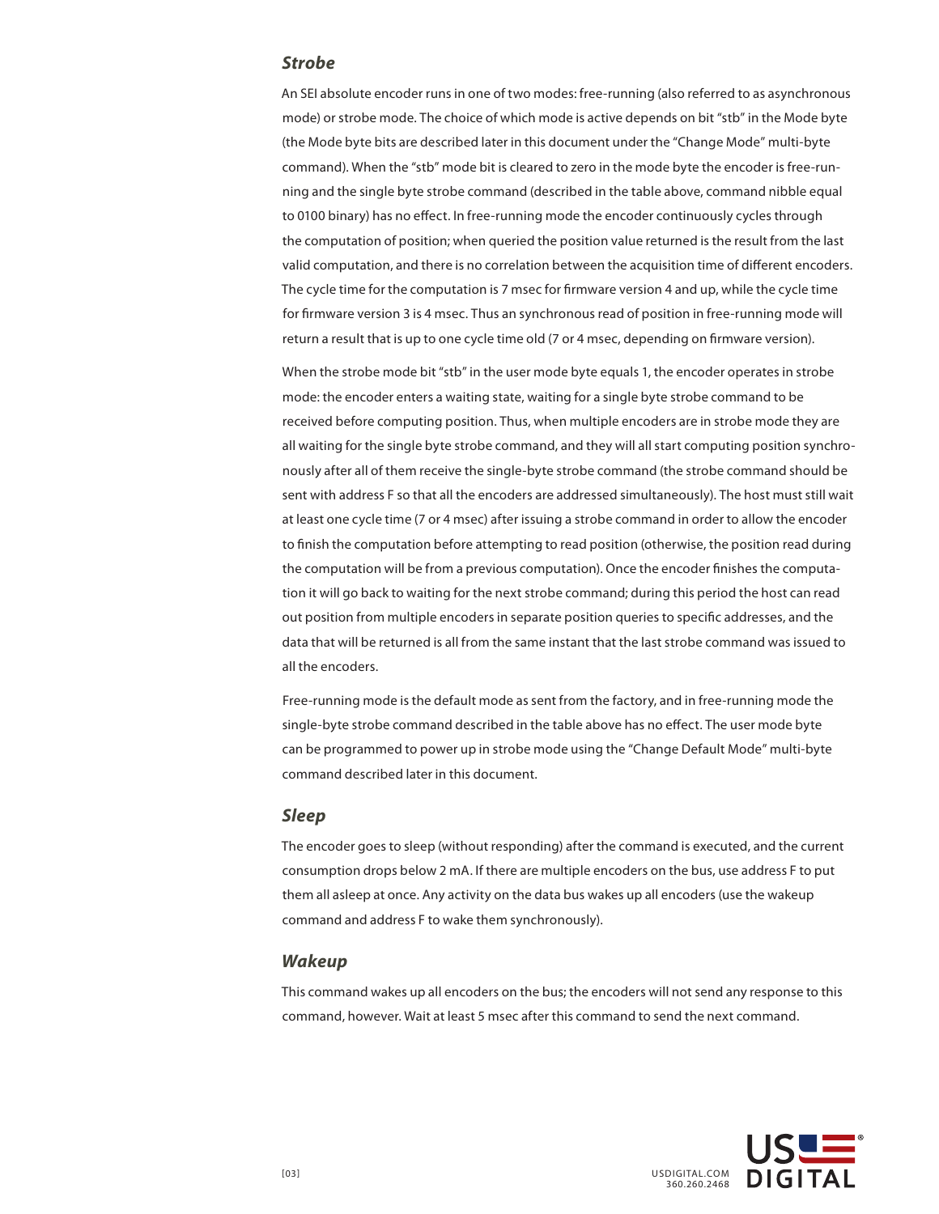### *Strobe*

An SEI absolute encoder runs in one of two modes: free-running (also referred to as asynchronous mode) or strobe mode. The choice of which mode is active depends on bit "stb" in the Mode byte (the Mode byte bits are described later in this document under the "Change Mode" multi-byte command). When the "stb" mode bit is cleared to zero in the mode byte the encoder is free-running and the single byte strobe command (described in the table above, command nibble equal to 0100 binary) has no effect. In free-running mode the encoder continuously cycles through the computation of position; when queried the position value returned is the result from the last valid computation, and there is no correlation between the acquisition time of different encoders. The cycle time for the computation is 7 msec for firmware version 4 and up, while the cycle time for firmware version 3 is 4 msec. Thus an synchronous read of position in free-running mode will return a result that is up to one cycle time old (7 or 4 msec, depending on firmware version).

When the strobe mode bit "stb" in the user mode byte equals 1, the encoder operates in strobe mode: the encoder enters a waiting state, waiting for a single byte strobe command to be received before computing position. Thus, when multiple encoders are in strobe mode they are all waiting for the single byte strobe command, and they will all start computing position synchronously after all of them receive the single-byte strobe command (the strobe command should be sent with address F so that all the encoders are addressed simultaneously). The host must still wait at least one cycle time (7 or 4 msec) after issuing a strobe command in order to allow the encoder to finish the computation before attempting to read position (otherwise, the position read during the computation will be from a previous computation). Once the encoder finishes the computation it will go back to waiting for the next strobe command; during this period the host can read out position from multiple encoders in separate position queries to specific addresses, and the data that will be returned is all from the same instant that the last strobe command was issued to all the encoders.

Free-running mode is the default mode as sent from the factory, and in free-running mode the single-byte strobe command described in the table above has no effect. The user mode byte can be programmed to power up in strobe mode using the "Change Default Mode" multi-byte command described later in this document.

### *Sleep*

The encoder goes to sleep (without responding) after the command is executed, and the current consumption drops below 2 mA. If there are multiple encoders on the bus, use address F to put them all asleep at once. Any activity on the data bus wakes up all encoders (use the wakeup command and address F to wake them synchronously).

### *Wakeup*

This command wakes up all encoders on the bus; the encoders will not send any response to this command, however. Wait at least 5 msec after this command to send the next command.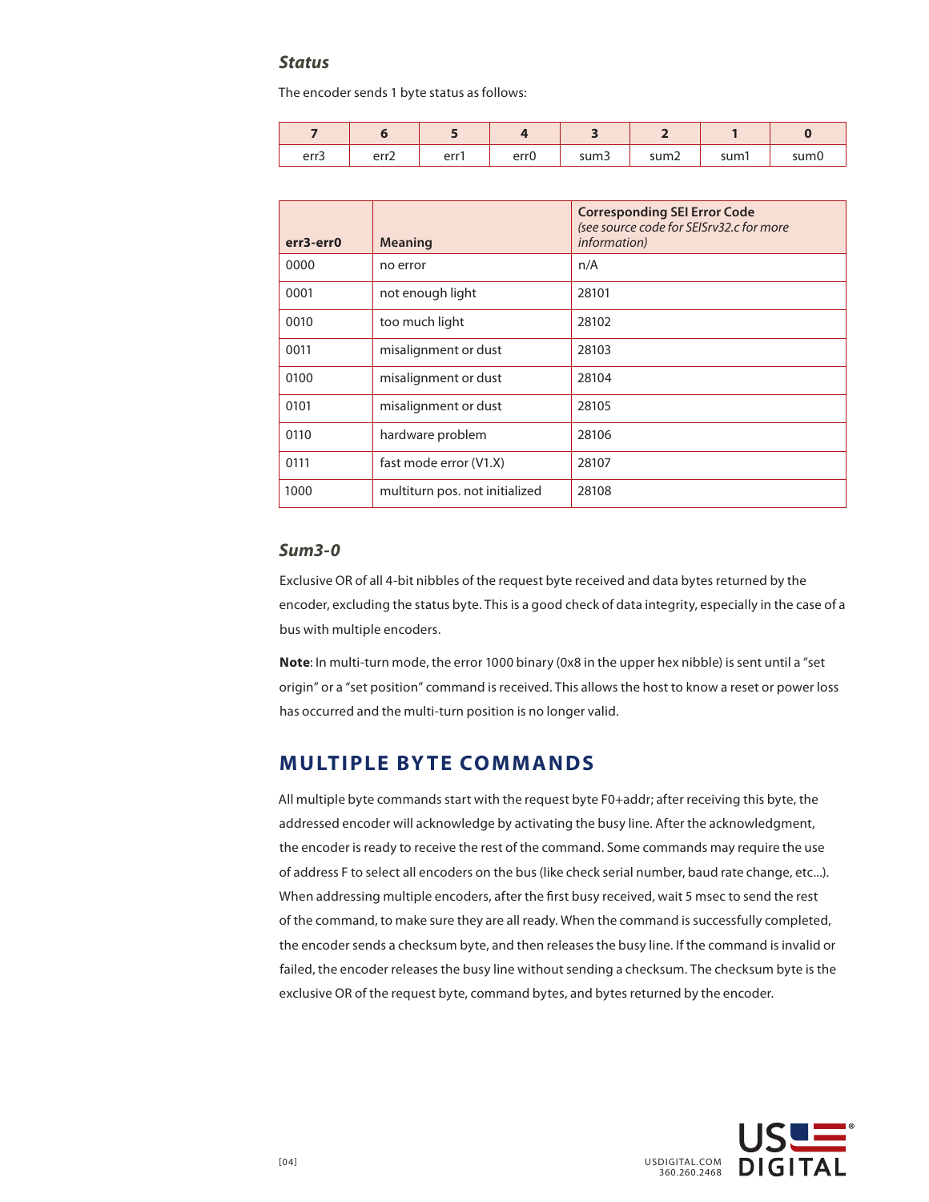### *Status*

The encoder sends 1 byte status as follows:

| 7 | 6 | 5 | 4 | 3 | 2 | 1 | 0 |
|---|---|---|---|---|---|---|---|
| err3 | err2 | err1 | err0 | sum3 | sum2 | sum1 | sum0 |

| err3-err0 | Meaning | Corresponding SEI Error Code *(see source code for SEISrv32.c for more information)* |
|---|---|---|
| 0000 | no error | n/A |
| 0001 | not enough light | 28101 |
| 0010 | too much light | 28102 |
| 0011 | misalignment or dust | 28103 |
| 0100 | misalignment or dust | 28104 |
| 0101 | misalignment or dust | 28105 |
| 0110 | hardware problem | 28106 |
| 0111 | fast mode error (V1.X) | 28107 |
| 1000 | multiturn pos. not initialized | 28108 |

### *Sum3-0*

Exclusive OR of all 4-bit nibbles of the request byte received and data bytes returned by the encoder, excluding the status byte. This is a good check of data integrity, especially in the case of a bus with multiple encoders.

**Note**: In multi-turn mode, the error 1000 binary (0x8 in the upper hex nibble) is sent until a "set origin" or a "set position" command is received. This allows the host to know a reset or power loss has occurred and the multi-turn position is no longer valid.

## MULTIPLE BYTE COMMANDS

All multiple byte commands start with the request byte F0+addr; after receiving this byte, the addressed encoder will acknowledge by activating the busy line. After the acknowledgment, the encoder is ready to receive the rest of the command. Some commands may require the use of address F to select all encoders on the bus (like check serial number, baud rate change, etc...). When addressing multiple encoders, after the first busy received, wait 5 msec to send the rest of the command, to make sure they are all ready. When the command is successfully completed, the encoder sends a checksum byte, and then releases the busy line. If the command is invalid or failed, the encoder releases the busy line without sending a checksum. The checksum byte is the exclusive OR of the request byte, command bytes, and bytes returned by the encoder.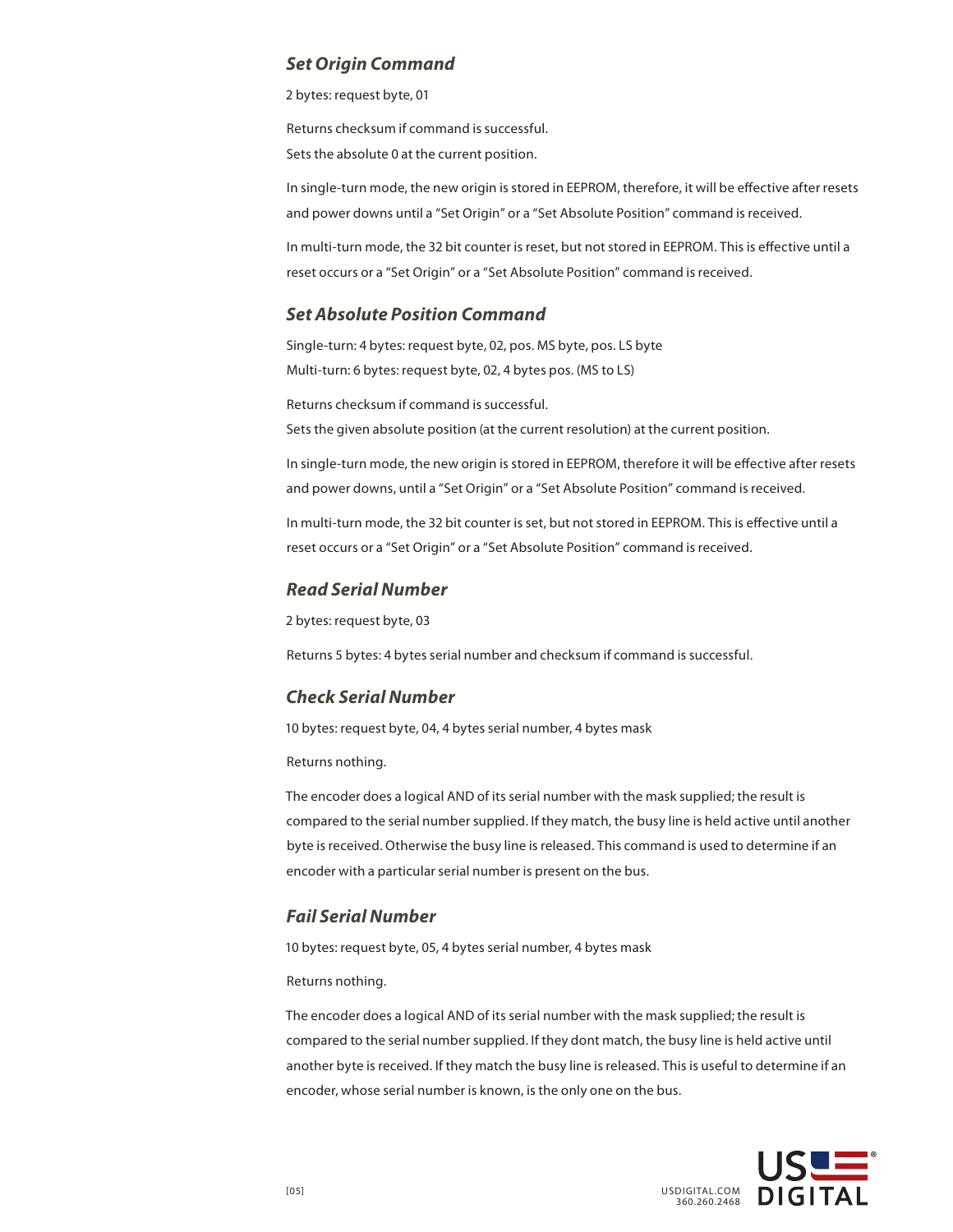### *Set Origin Command*

2 bytes: request byte, 01

Returns checksum if command is successful.
Sets the absolute 0 at the current position.

In single-turn mode, the new origin is stored in EEPROM, therefore, it will be effective after resets and power downs until a "Set Origin" or a "Set Absolute Position" command is received.

In multi-turn mode, the 32 bit counter is reset, but not stored in EEPROM. This is effective until a reset occurs or a "Set Origin" or a "Set Absolute Position" command is received.

### *Set Absolute Position Command*

Single-turn: 4 bytes: request byte, 02, pos. MS byte, pos. LS byte
Multi-turn: 6 bytes: request byte, 02, 4 bytes pos. (MS to LS)

Returns checksum if command is successful.
Sets the given absolute position (at the current resolution) at the current position.

In single-turn mode, the new origin is stored in EEPROM, therefore it will be effective after resets and power downs, until a "Set Origin" or a "Set Absolute Position" command is received.

In multi-turn mode, the 32 bit counter is set, but not stored in EEPROM. This is effective until a reset occurs or a "Set Origin" or a "Set Absolute Position" command is received.

### *Read Serial Number*

2 bytes: request byte, 03

Returns 5 bytes: 4 bytes serial number and checksum if command is successful.

### *Check Serial Number*

10 bytes: request byte, 04, 4 bytes serial number, 4 bytes mask

Returns nothing.

The encoder does a logical AND of its serial number with the mask supplied; the result is compared to the serial number supplied. If they match, the busy line is held active until another byte is received. Otherwise the busy line is released. This command is used to determine if an encoder with a particular serial number is present on the bus.

### *Fail Serial Number*

10 bytes: request byte, 05, 4 bytes serial number, 4 bytes mask

Returns nothing.

The encoder does a logical AND of its serial number with the mask supplied; the result is compared to the serial number supplied. If they dont match, the busy line is held active until another byte is received. If they match the busy line is released. This is useful to determine if an encoder, whose serial number is known, is the only one on the bus.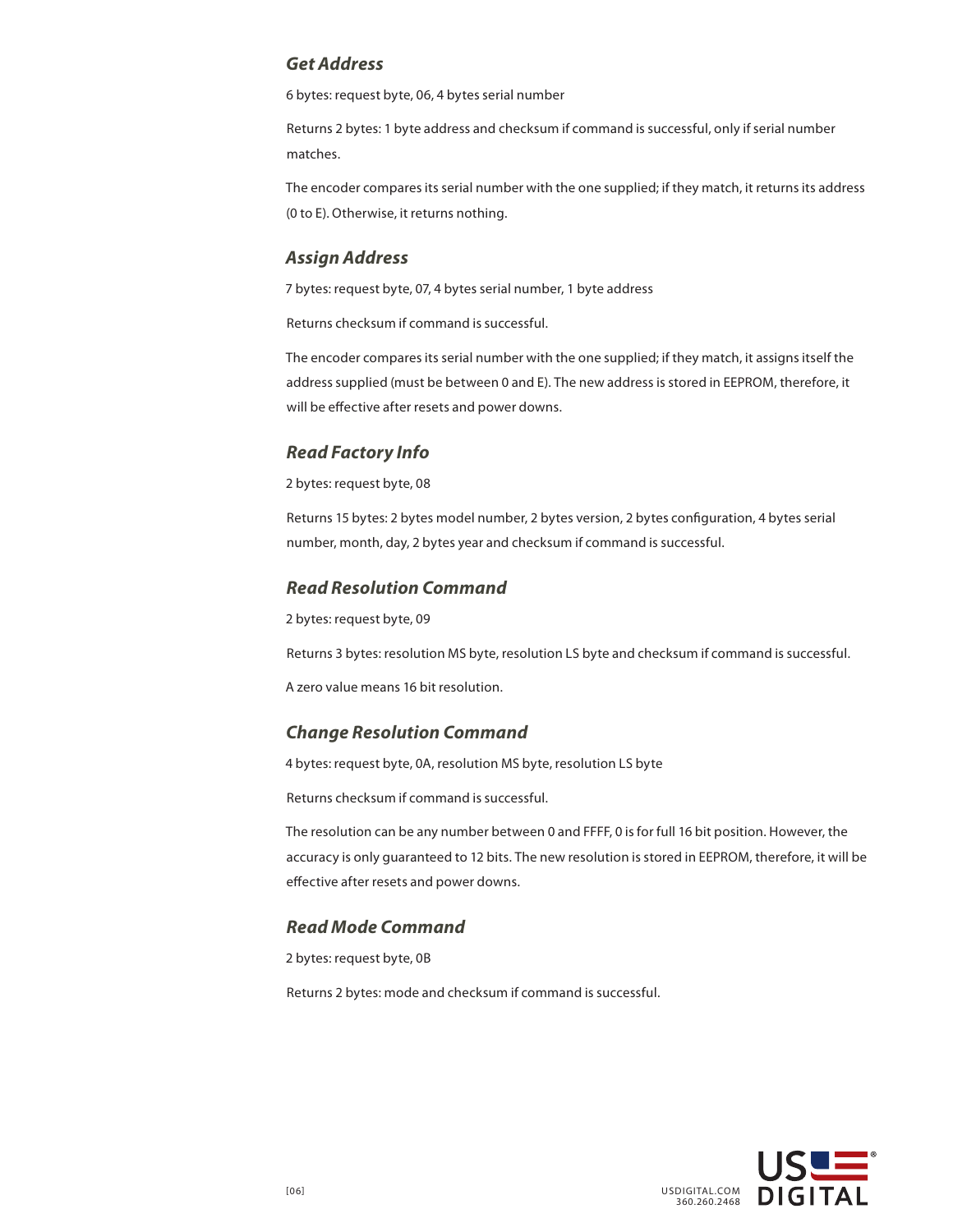### *Get Address*

6 bytes: request byte, 06, 4 bytes serial number

Returns 2 bytes: 1 byte address and checksum if command is successful, only if serial number matches.

The encoder compares its serial number with the one supplied; if they match, it returns its address (0 to E). Otherwise, it returns nothing.

### *Assign Address*

7 bytes: request byte, 07, 4 bytes serial number, 1 byte address

Returns checksum if command is successful.

The encoder compares its serial number with the one supplied; if they match, it assigns itself the address supplied (must be between 0 and E). The new address is stored in EEPROM, therefore, it will be effective after resets and power downs.

### *Read Factory Info*

2 bytes: request byte, 08

Returns 15 bytes: 2 bytes model number, 2 bytes version, 2 bytes configuration, 4 bytes serial number, month, day, 2 bytes year and checksum if command is successful.

### *Read Resolution Command*

2 bytes: request byte, 09

Returns 3 bytes: resolution MS byte, resolution LS byte and checksum if command is successful.

A zero value means 16 bit resolution.

### *Change Resolution Command*

4 bytes: request byte, 0A, resolution MS byte, resolution LS byte

Returns checksum if command is successful.

The resolution can be any number between 0 and FFFF, 0 is for full 16 bit position. However, the accuracy is only guaranteed to 12 bits. The new resolution is stored in EEPROM, therefore, it will be effective after resets and power downs.

### *Read Mode Command*

2 bytes: request byte, 0B

Returns 2 bytes: mode and checksum if command is successful.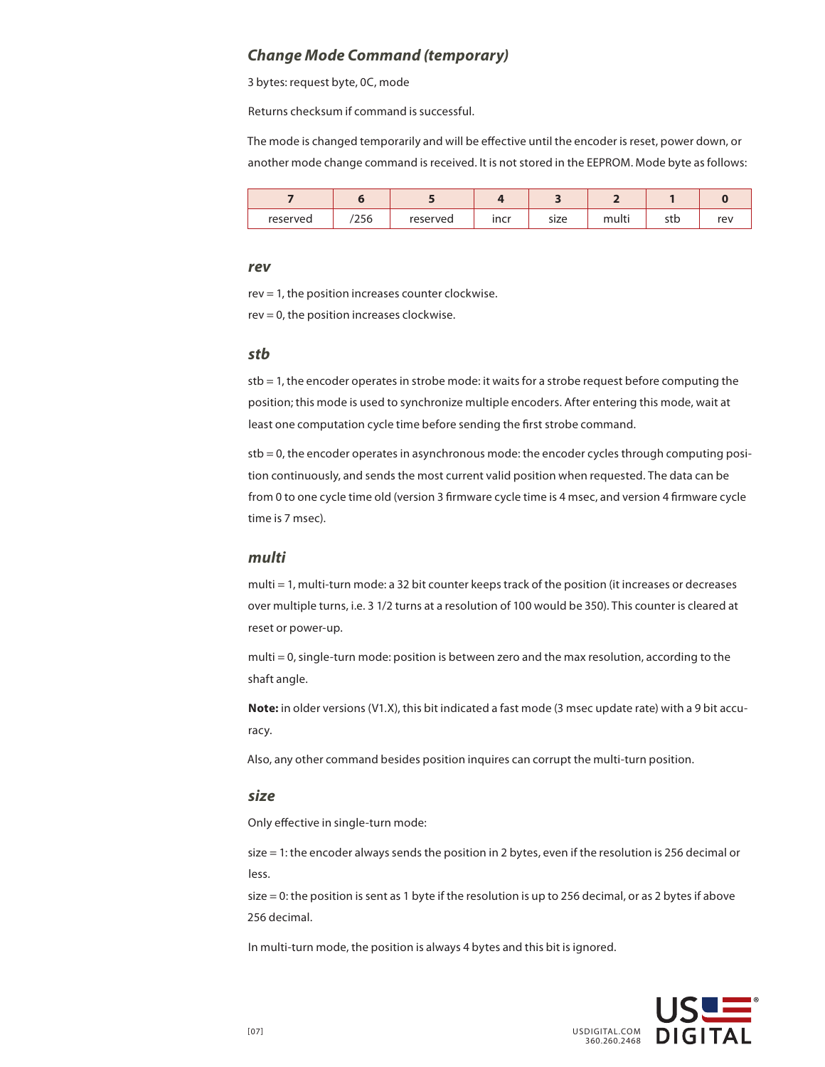## *Change Mode Command (temporary)*

3 bytes: request byte, 0C, mode

Returns checksum if command is successful.

The mode is changed temporarily and will be effective until the encoder is reset, power down, or another mode change command is received. It is not stored in the EEPROM. Mode byte as follows:

| 7 | 6 | 5 | 4 | 3 | 2 | 1 | 0 |
|---|---|---|---|---|---|---|---|
| reserved | /256 | reserved | incr | size | multi | stb | rev |

### *rev*

rev = 1, the position increases counter clockwise.

rev = 0, the position increases clockwise.

### *stb*

stb = 1, the encoder operates in strobe mode: it waits for a strobe request before computing the position; this mode is used to synchronize multiple encoders. After entering this mode, wait at least one computation cycle time before sending the first strobe command.

stb = 0, the encoder operates in asynchronous mode: the encoder cycles through computing position continuously, and sends the most current valid position when requested. The data can be from 0 to one cycle time old (version 3 firmware cycle time is 4 msec, and version 4 firmware cycle time is 7 msec).

### *multi*

multi = 1, multi-turn mode: a 32 bit counter keeps track of the position (it increases or decreases over multiple turns, i.e. 3 1/2 turns at a resolution of 100 would be 350). This counter is cleared at reset or power-up.

multi = 0, single-turn mode: position is between zero and the max resolution, according to the shaft angle.

**Note:** in older versions (V1.X), this bit indicated a fast mode (3 msec update rate) with a 9 bit accuracy.

Also, any other command besides position inquires can corrupt the multi-turn position.

### *size*

Only effective in single-turn mode:

size = 1: the encoder always sends the position in 2 bytes, even if the resolution is 256 decimal or less.

size = 0: the position is sent as 1 byte if the resolution is up to 256 decimal, or as 2 bytes if above 256 decimal.

In multi-turn mode, the position is always 4 bytes and this bit is ignored.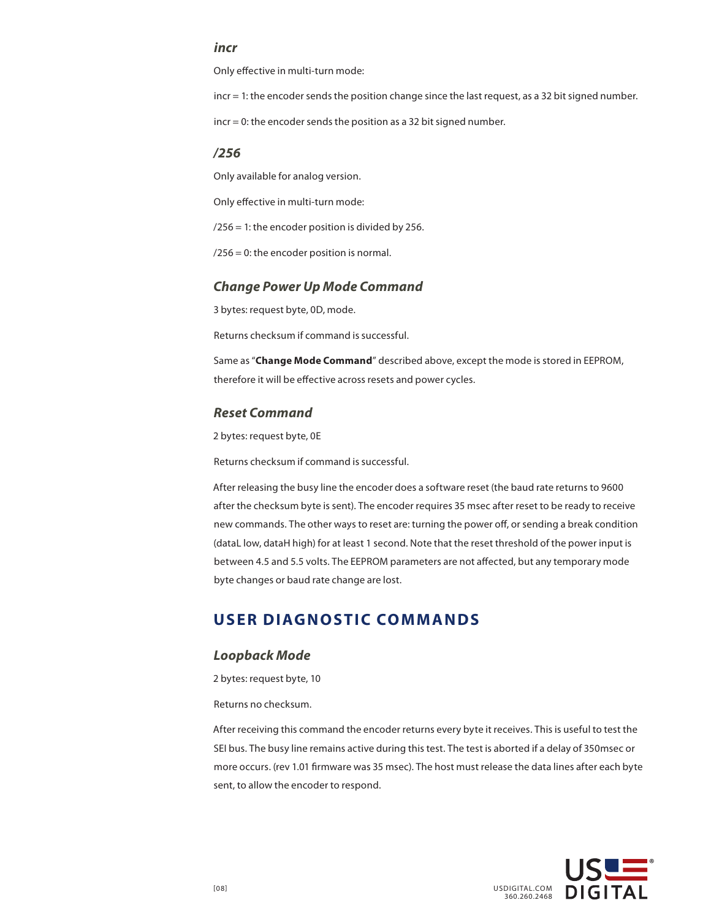### *incr*

Only effective in multi-turn mode:

incr = 1: the encoder sends the position change since the last request, as a 32 bit signed number.

incr = 0: the encoder sends the position as a 32 bit signed number.

### */256*

Only available for analog version.

Only effective in multi-turn mode:

/256 = 1: the encoder position is divided by 256.

/256 = 0: the encoder position is normal.

### *Change Power Up Mode Command*

3 bytes: request byte, 0D, mode.

Returns checksum if command is successful.

Same as "**Change Mode Command**" described above, except the mode is stored in EEPROM, therefore it will be effective across resets and power cycles.

### *Reset Command*

2 bytes: request byte, 0E

Returns checksum if command is successful.

After releasing the busy line the encoder does a software reset (the baud rate returns to 9600 after the checksum byte is sent). The encoder requires 35 msec after reset to be ready to receive new commands. The other ways to reset are: turning the power off, or sending a break condition (dataL low, dataH high) for at least 1 second. Note that the reset threshold of the power input is between 4.5 and 5.5 volts. The EEPROM parameters are not affected, but any temporary mode byte changes or baud rate change are lost.

## USER DIAGNOSTIC COMMANDS

### *Loopback Mode*

2 bytes: request byte, 10

Returns no checksum.

After receiving this command the encoder returns every byte it receives. This is useful to test the SEI bus. The busy line remains active during this test. The test is aborted if a delay of 350msec or more occurs. (rev 1.01 firmware was 35 msec). The host must release the data lines after each byte sent, to allow the encoder to respond.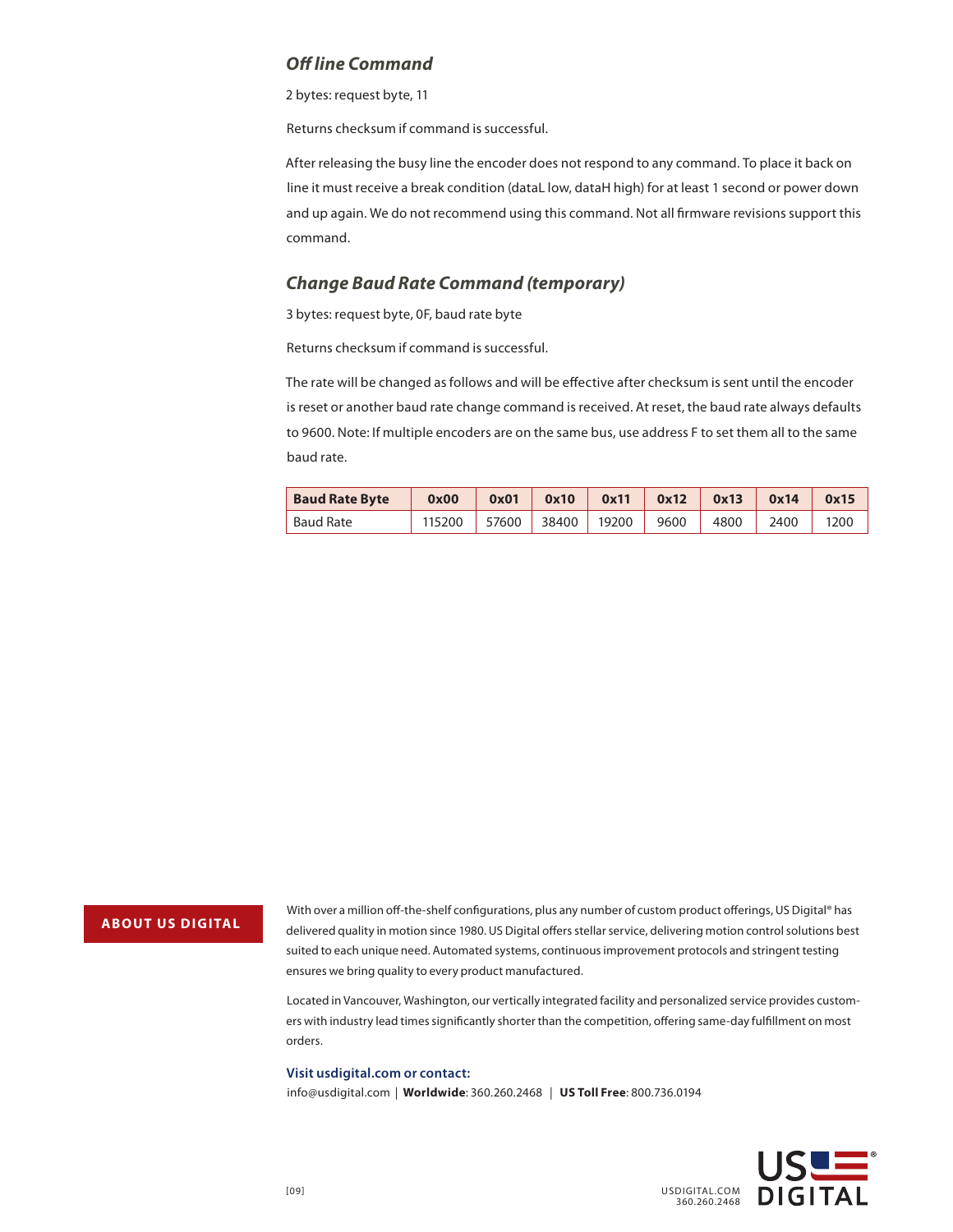### *Off line Command*

2 bytes: request byte, 11

Returns checksum if command is successful.

After releasing the busy line the encoder does not respond to any command. To place it back on line it must receive a break condition (dataL low, dataH high) for at least 1 second or power down and up again. We do not recommend using this command. Not all firmware revisions support this command.

### *Change Baud Rate Command (temporary)*

3 bytes: request byte, 0F, baud rate byte

Returns checksum if command is successful.

The rate will be changed as follows and will be effective after checksum is sent until the encoder is reset or another baud rate change command is received. At reset, the baud rate always defaults to 9600. Note: If multiple encoders are on the same bus, use address F to set them all to the same baud rate.

| Baud Rate Byte | 0x00 | 0x01 | 0x10 | 0x11 | 0x12 | 0x13 | 0x14 | 0x15 |
|---|---|---|---|---|---|---|---|---|
| Baud Rate | 115200 | 57600 | 38400 | 19200 | 9600 | 4800 | 2400 | 1200 |

**ABOUT US DIGITAL**

With over a million off-the-shelf configurations, plus any number of custom product offerings, US Digital® has delivered quality in motion since 1980. US Digital offers stellar service, delivering motion control solutions best suited to each unique need. Automated systems, continuous improvement protocols and stringent testing ensures we bring quality to every product manufactured.

Located in Vancouver, Washington, our vertically integrated facility and personalized service provides customers with industry lead times significantly shorter than the competition, offering same-day fulfillment on most orders.

**Visit usdigital.com or contact:**

info@usdigital.com | **Worldwide**: 360.260.2468 | **US Toll Free**: 800.736.0194